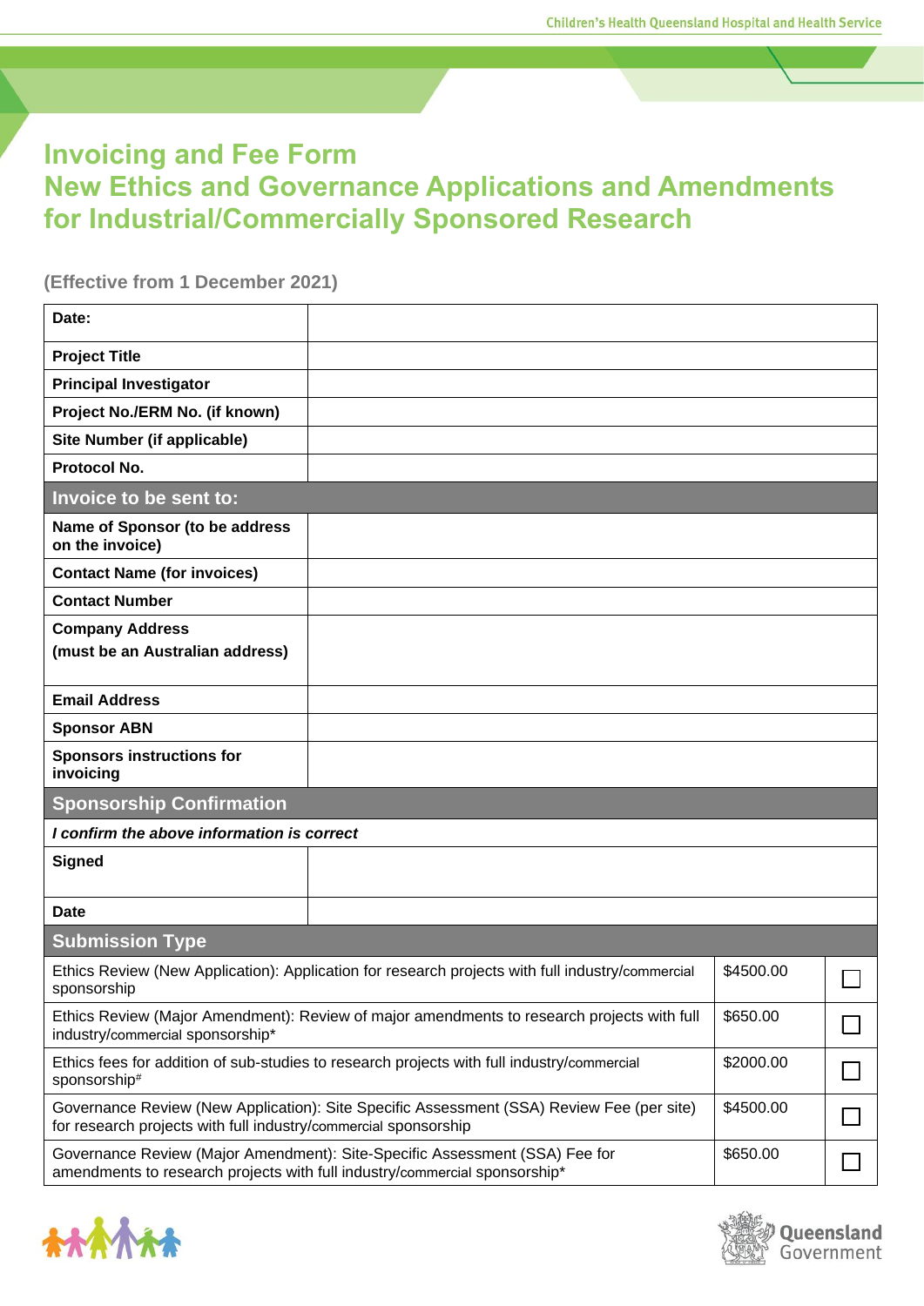# Invoicing and Fee Form
# New Ethics and Governance Applications and Amendments for Industrial/Commercially Sponsored Research

**(Effective from 1 December 2021)**

| | |
|---|---|
| **Date:** | |
| **Project Title** | |
| **Principal Investigator** | |
| **Project No./ERM No. (if known)** | |
| **Site Number (if applicable)** | |
| **Protocol No.** | |
| **Invoice to be sent to:** | |
| **Name of Sponsor (to be address on the invoice)** | |
| **Contact Name (for invoices)** | |
| **Contact Number** | |
| **Company Address (must be an Australian address)** | |
| **Email Address** | |
| **Sponsor ABN** | |
| **Sponsors instructions for invoicing** | |
| **Sponsorship Confirmation** | |
| ***I confirm the above information is correct*** | |
| **Signed** | |
| **Date** | |

**Submission Type**

| Submission Type | Fee | |
|---|---|---|
| Ethics Review (New Application): Application for research projects with full industry/commercial sponsorship | $4500.00 | ☐ |
| Ethics Review (Major Amendment): Review of major amendments to research projects with full industry/commercial sponsorship* | $650.00 | ☐ |
| Ethics fees for addition of sub-studies to research projects with full industry/commercial sponsorship# | $2000.00 | ☐ |
| Governance Review (New Application): Site Specific Assessment (SSA) Review Fee (per site) for research projects with full industry/commercial sponsorship | $4500.00 | ☐ |
| Governance Review (Major Amendment): Site-Specific Assessment (SSA) Fee for amendments to research projects with full industry/commercial sponsorship* | $650.00 | ☐ |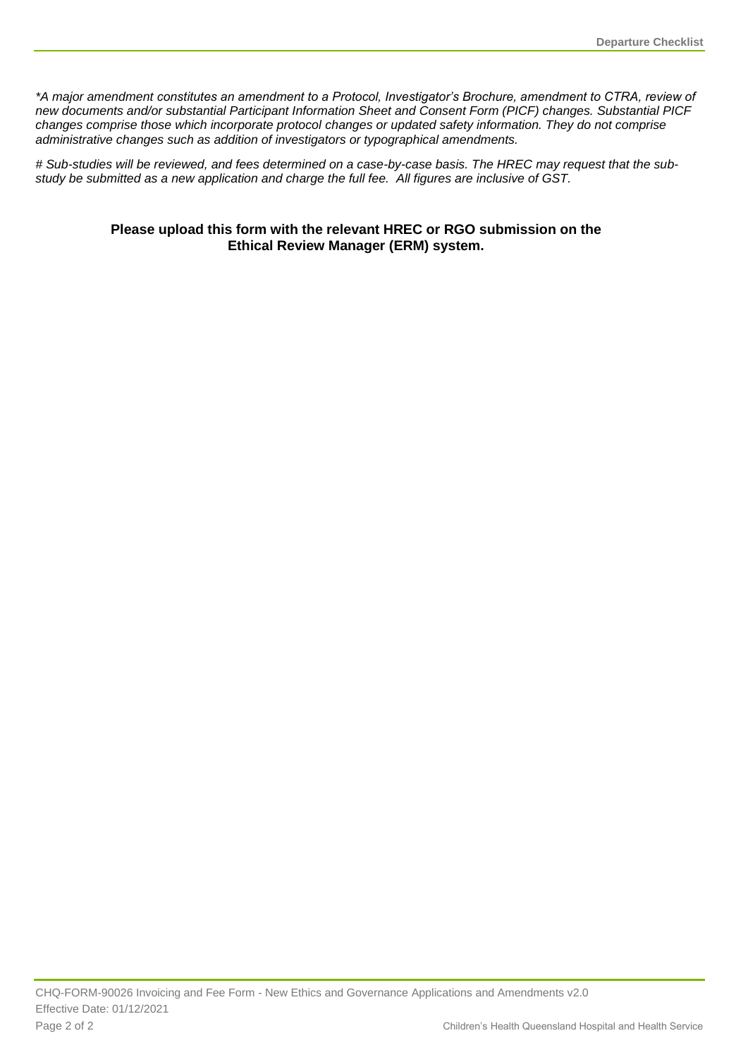*\*A major amendment constitutes an amendment to a Protocol, Investigator's Brochure, amendment to CTRA, review of new documents and/or substantial Participant Information Sheet and Consent Form (PICF) changes. Substantial PICF changes comprise those which incorporate protocol changes or updated safety information. They do not comprise administrative changes such as addition of investigators or typographical amendments.*

*# Sub-studies will be reviewed, and fees determined on a case-by-case basis. The HREC may request that the sub-study be submitted as a new application and charge the full fee. All figures are inclusive of GST.*

**Please upload this form with the relevant HREC or RGO submission on the Ethical Review Manager (ERM) system.**